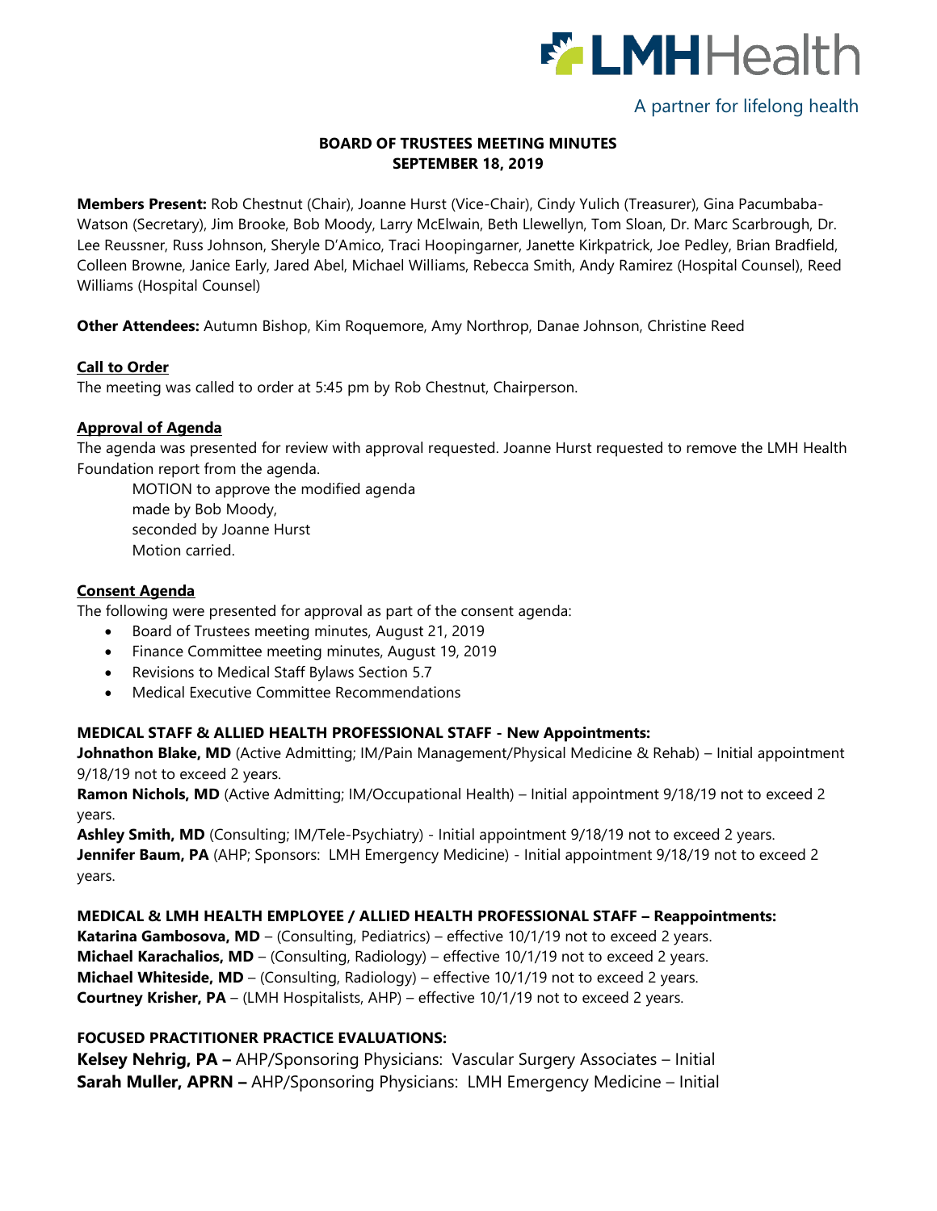LMHHealth

A partner for lifelong health

# BOARD OF TRUSTEES MEETING MINUTES
## SEPTEMBER 18, 2019

**Members Present:** Rob Chestnut (Chair), Joanne Hurst (Vice-Chair), Cindy Yulich (Treasurer), Gina Pacumbaba-Watson (Secretary), Jim Brooke, Bob Moody, Larry McElwain, Beth Llewellyn, Tom Sloan, Dr. Marc Scarbrough, Dr. Lee Reussner, Russ Johnson, Sheryle D'Amico, Traci Hoopingarner, Janette Kirkpatrick, Joe Pedley, Brian Bradfield, Colleen Browne, Janice Early, Jared Abel, Michael Williams, Rebecca Smith, Andy Ramirez (Hospital Counsel), Reed Williams (Hospital Counsel)

**Other Attendees:** Autumn Bishop, Kim Roquemore, Amy Northrop, Danae Johnson, Christine Reed

### Call to Order

The meeting was called to order at 5:45 pm by Rob Chestnut, Chairperson.

### Approval of Agenda

The agenda was presented for review with approval requested. Joanne Hurst requested to remove the LMH Health Foundation report from the agenda.

MOTION to approve the modified agenda
made by Bob Moody,
seconded by Joanne Hurst
Motion carried.

### Consent Agenda

The following were presented for approval as part of the consent agenda:

- Board of Trustees meeting minutes, August 21, 2019
- Finance Committee meeting minutes, August 19, 2019
- Revisions to Medical Staff Bylaws Section 5.7
- Medical Executive Committee Recommendations

**MEDICAL STAFF & ALLIED HEALTH PROFESSIONAL STAFF - New Appointments:**

**Johnathon Blake, MD** (Active Admitting; IM/Pain Management/Physical Medicine & Rehab) – Initial appointment 9/18/19 not to exceed 2 years.

**Ramon Nichols, MD** (Active Admitting; IM/Occupational Health) – Initial appointment 9/18/19 not to exceed 2 years.

**Ashley Smith, MD** (Consulting; IM/Tele-Psychiatry) - Initial appointment 9/18/19 not to exceed 2 years.

**Jennifer Baum, PA** (AHP; Sponsors: LMH Emergency Medicine) - Initial appointment 9/18/19 not to exceed 2 years.

**MEDICAL & LMH HEALTH EMPLOYEE / ALLIED HEALTH PROFESSIONAL STAFF – Reappointments:**

**Katarina Gambosova, MD** – (Consulting, Pediatrics) – effective 10/1/19 not to exceed 2 years.
**Michael Karachalios, MD** – (Consulting, Radiology) – effective 10/1/19 not to exceed 2 years.
**Michael Whiteside, MD** – (Consulting, Radiology) – effective 10/1/19 not to exceed 2 years.
**Courtney Krisher, PA** – (LMH Hospitalists, AHP) – effective 10/1/19 not to exceed 2 years.

**FOCUSED PRACTITIONER PRACTICE EVALUATIONS:**

**Kelsey Nehrig, PA –** AHP/Sponsoring Physicians: Vascular Surgery Associates – Initial
**Sarah Muller, APRN –** AHP/Sponsoring Physicians: LMH Emergency Medicine – Initial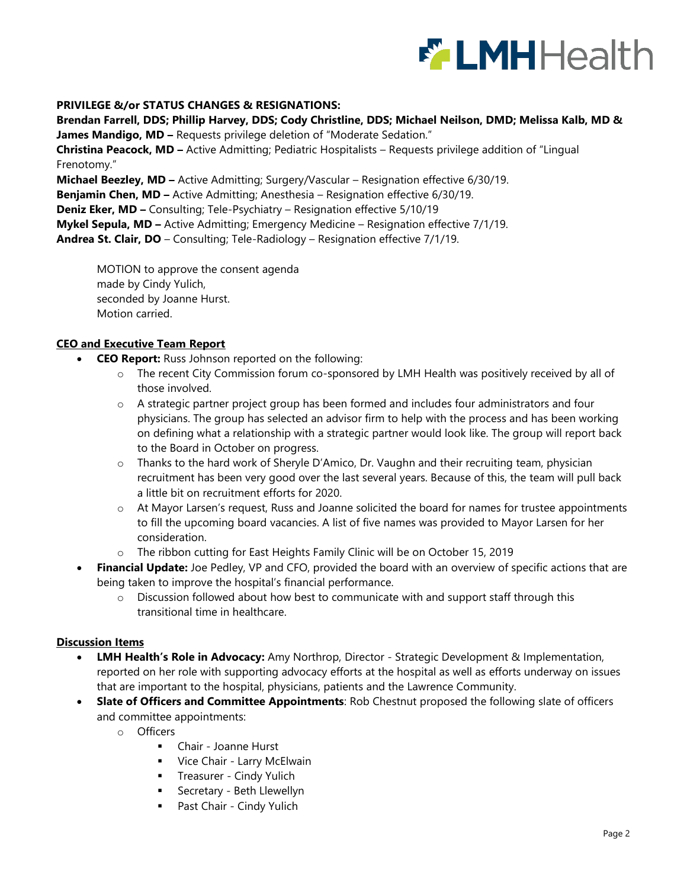**PRIVILEGE &/or STATUS CHANGES & RESIGNATIONS:**

**Brendan Farrell, DDS; Phillip Harvey, DDS; Cody Christline, DDS; Michael Neilson, DMD; Melissa Kalb, MD & James Mandigo, MD –** Requests privilege deletion of "Moderate Sedation."

**Christina Peacock, MD –** Active Admitting; Pediatric Hospitalists – Requests privilege addition of "Lingual Frenotomy."

**Michael Beezley, MD –** Active Admitting; Surgery/Vascular – Resignation effective 6/30/19.

**Benjamin Chen, MD –** Active Admitting; Anesthesia – Resignation effective 6/30/19.

**Deniz Eker, MD –** Consulting; Tele-Psychiatry – Resignation effective 5/10/19

**Mykel Sepula, MD –** Active Admitting; Emergency Medicine – Resignation effective 7/1/19.

**Andrea St. Clair, DO** – Consulting; Tele-Radiology – Resignation effective 7/1/19.

MOTION to approve the consent agenda
made by Cindy Yulich,
seconded by Joanne Hurst.
Motion carried.

**CEO and Executive Team Report**

- **CEO Report:** Russ Johnson reported on the following:
  - The recent City Commission forum co-sponsored by LMH Health was positively received by all of those involved.
  - A strategic partner project group has been formed and includes four administrators and four physicians. The group has selected an advisor firm to help with the process and has been working on defining what a relationship with a strategic partner would look like. The group will report back to the Board in October on progress.
  - Thanks to the hard work of Sheryle D'Amico, Dr. Vaughn and their recruiting team, physician recruitment has been very good over the last several years. Because of this, the team will pull back a little bit on recruitment efforts for 2020.
  - At Mayor Larsen's request, Russ and Joanne solicited the board for names for trustee appointments to fill the upcoming board vacancies. A list of five names was provided to Mayor Larsen for her consideration.
  - The ribbon cutting for East Heights Family Clinic will be on October 15, 2019
- **Financial Update:** Joe Pedley, VP and CFO, provided the board with an overview of specific actions that are being taken to improve the hospital's financial performance.
  - Discussion followed about how best to communicate with and support staff through this transitional time in healthcare.

**Discussion Items**

- **LMH Health's Role in Advocacy:** Amy Northrop, Director - Strategic Development & Implementation, reported on her role with supporting advocacy efforts at the hospital as well as efforts underway on issues that are important to the hospital, physicians, patients and the Lawrence Community.
- **Slate of Officers and Committee Appointments**: Rob Chestnut proposed the following slate of officers and committee appointments:
  - Officers
    - Chair - Joanne Hurst
    - Vice Chair - Larry McElwain
    - Treasurer - Cindy Yulich
    - Secretary - Beth Llewellyn
    - Past Chair - Cindy Yulich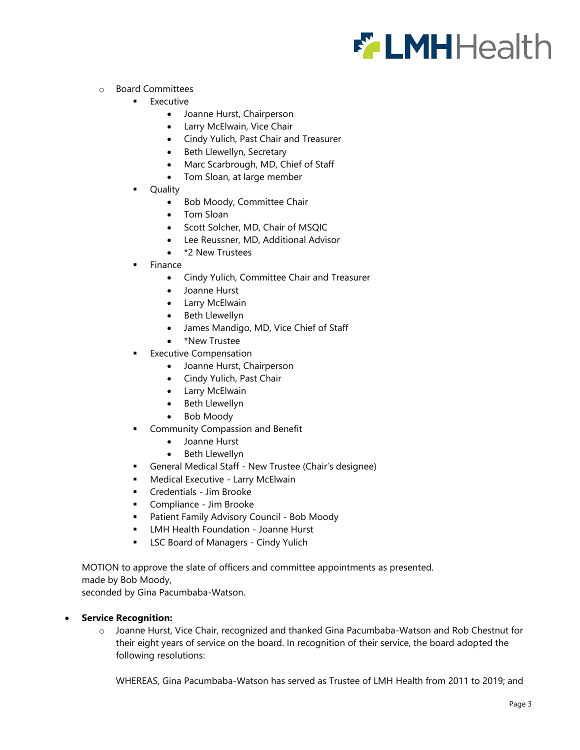- Board Committees
  - Executive
    - Joanne Hurst, Chairperson
    - Larry McElwain, Vice Chair
    - Cindy Yulich, Past Chair and Treasurer
    - Beth Llewellyn, Secretary
    - Marc Scarbrough, MD, Chief of Staff
    - Tom Sloan, at large member
  - Quality
    - Bob Moody, Committee Chair
    - Tom Sloan
    - Scott Solcher, MD, Chair of MSQIC
    - Lee Reussner, MD, Additional Advisor
    - *2 New Trustees
  - Finance
    - Cindy Yulich, Committee Chair and Treasurer
    - Joanne Hurst
    - Larry McElwain
    - Beth Llewellyn
    - James Mandigo, MD, Vice Chief of Staff
    - *New Trustee
  - Executive Compensation
    - Joanne Hurst, Chairperson
    - Cindy Yulich, Past Chair
    - Larry McElwain
    - Beth Llewellyn
    - Bob Moody
  - Community Compassion and Benefit
    - Joanne Hurst
    - Beth Llewellyn
  - General Medical Staff - New Trustee (Chair's designee)
  - Medical Executive - Larry McElwain
  - Credentials - Jim Brooke
  - Compliance - Jim Brooke
  - Patient Family Advisory Council - Bob Moody
  - LMH Health Foundation - Joanne Hurst
  - LSC Board of Managers - Cindy Yulich

MOTION to approve the slate of officers and committee appointments as presented.
made by Bob Moody,
seconded by Gina Pacumbaba-Watson.

- **Service Recognition:**
  - Joanne Hurst, Vice Chair, recognized and thanked Gina Pacumbaba-Watson and Rob Chestnut for their eight years of service on the board. In recognition of their service, the board adopted the following resolutions:

    WHEREAS, Gina Pacumbaba-Watson has served as Trustee of LMH Health from 2011 to 2019; and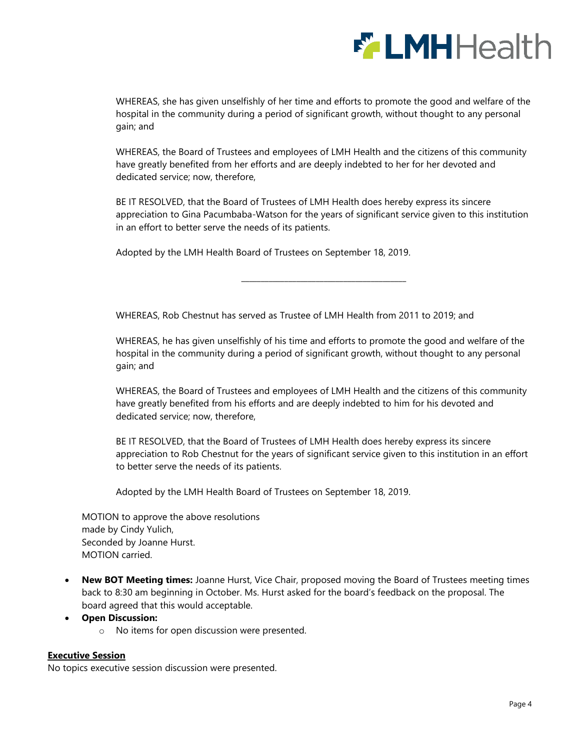WHEREAS, she has given unselfishly of her time and efforts to promote the good and welfare of the hospital in the community during a period of significant growth, without thought to any personal gain; and

WHEREAS, the Board of Trustees and employees of LMH Health and the citizens of this community have greatly benefited from her efforts and are deeply indebted to her for her devoted and dedicated service; now, therefore,

BE IT RESOLVED, that the Board of Trustees of LMH Health does hereby express its sincere appreciation to Gina Pacumbaba-Watson for the years of significant service given to this institution in an effort to better serve the needs of its patients.

Adopted by the LMH Health Board of Trustees on September 18, 2019.

---

WHEREAS, Rob Chestnut has served as Trustee of LMH Health from 2011 to 2019; and

WHEREAS, he has given unselfishly of his time and efforts to promote the good and welfare of the hospital in the community during a period of significant growth, without thought to any personal gain; and

WHEREAS, the Board of Trustees and employees of LMH Health and the citizens of this community have greatly benefited from his efforts and are deeply indebted to him for his devoted and dedicated service; now, therefore,

BE IT RESOLVED, that the Board of Trustees of LMH Health does hereby express its sincere appreciation to Rob Chestnut for the years of significant service given to this institution in an effort to better serve the needs of its patients.

Adopted by the LMH Health Board of Trustees on September 18, 2019.

MOTION to approve the above resolutions
made by Cindy Yulich,
Seconded by Joanne Hurst.
MOTION carried.

- **New BOT Meeting times:** Joanne Hurst, Vice Chair, proposed moving the Board of Trustees meeting times back to 8:30 am beginning in October. Ms. Hurst asked for the board's feedback on the proposal. The board agreed that this would acceptable.
- **Open Discussion:**
  - No items for open discussion were presented.

**Executive Session**

No topics executive session discussion were presented.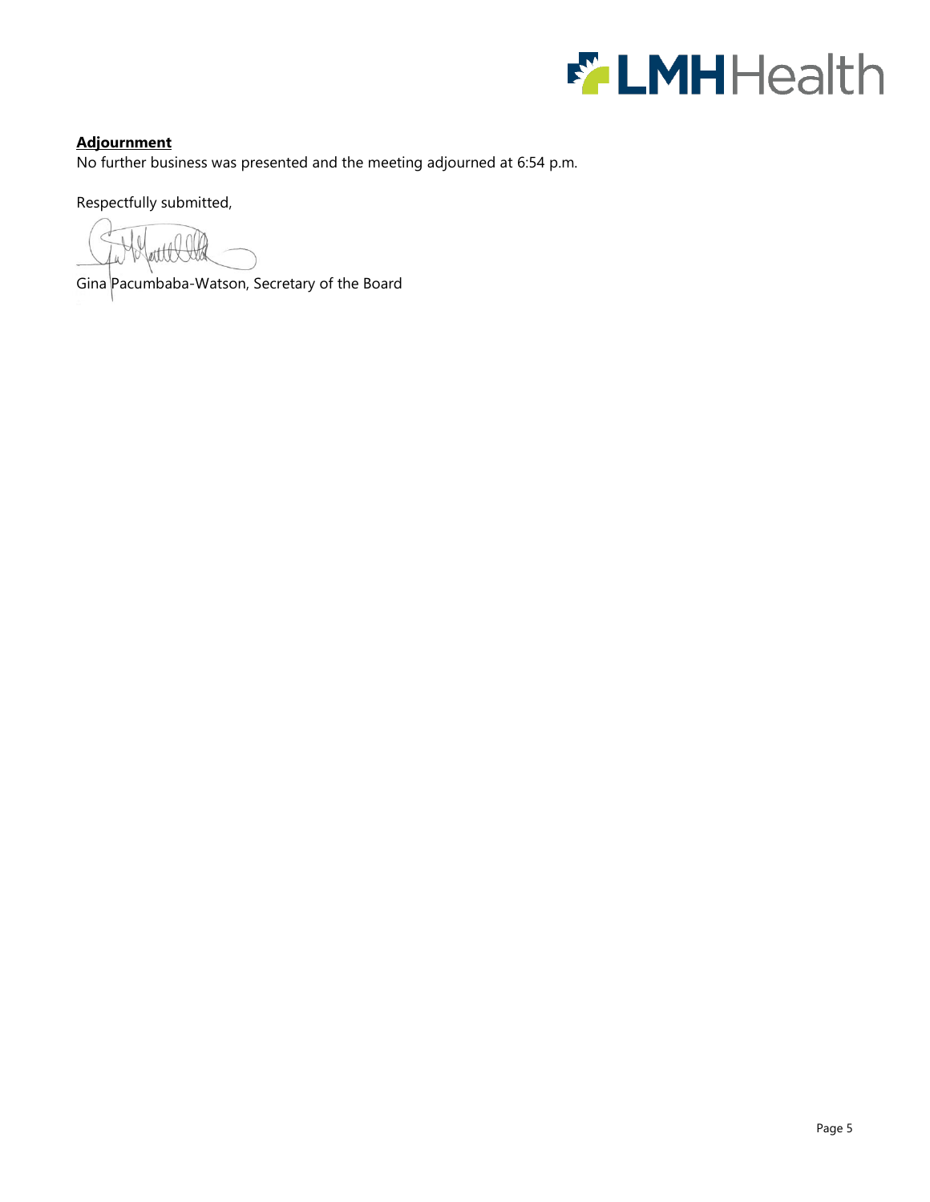**Adjournment**
No further business was presented and the meeting adjourned at 6:54 p.m.

Respectfully submitted,

Gina Pacumbaba-Watson, Secretary of the Board